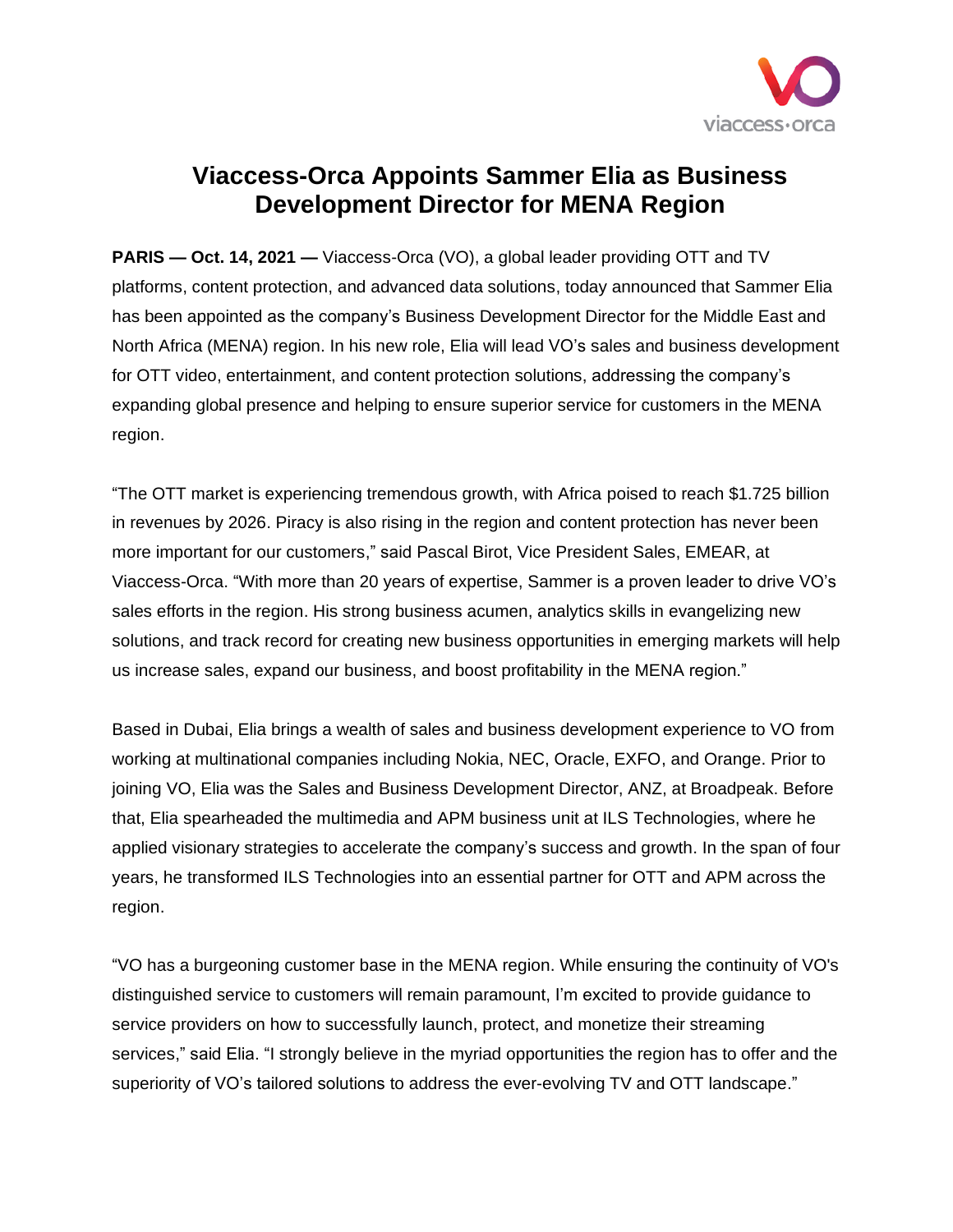# Viaccess-Orca Appoints Sammer Elia as Business Development Director for MENA Region

**PARIS — Oct. 14, 2021 —** Viaccess-Orca (VO), a global leader providing OTT and TV platforms, content protection, and advanced data solutions, today announced that Sammer Elia has been appointed as the company's Business Development Director for the Middle East and North Africa (MENA) region. In his new role, Elia will lead VO's sales and business development for OTT video, entertainment, and content protection solutions, addressing the company's expanding global presence and helping to ensure superior service for customers in the MENA region.

"The OTT market is experiencing tremendous growth, with Africa poised to reach $1.725 billion in revenues by 2026. Piracy is also rising in the region and content protection has never been more important for our customers," said Pascal Birot, Vice President Sales, EMEAR, at Viaccess-Orca. "With more than 20 years of expertise, Sammer is a proven leader to drive VO's sales efforts in the region. His strong business acumen, analytics skills in evangelizing new solutions, and track record for creating new business opportunities in emerging markets will help us increase sales, expand our business, and boost profitability in the MENA region."

Based in Dubai, Elia brings a wealth of sales and business development experience to VO from working at multinational companies including Nokia, NEC, Oracle, EXFO, and Orange. Prior to joining VO, Elia was the Sales and Business Development Director, ANZ, at Broadpeak. Before that, Elia spearheaded the multimedia and APM business unit at ILS Technologies, where he applied visionary strategies to accelerate the company's success and growth. In the span of four years, he transformed ILS Technologies into an essential partner for OTT and APM across the region.

"VO has a burgeoning customer base in the MENA region. While ensuring the continuity of VO's distinguished service to customers will remain paramount, I'm excited to provide guidance to service providers on how to successfully launch, protect, and monetize their streaming services," said Elia. "I strongly believe in the myriad opportunities the region has to offer and the superiority of VO's tailored solutions to address the ever-evolving TV and OTT landscape."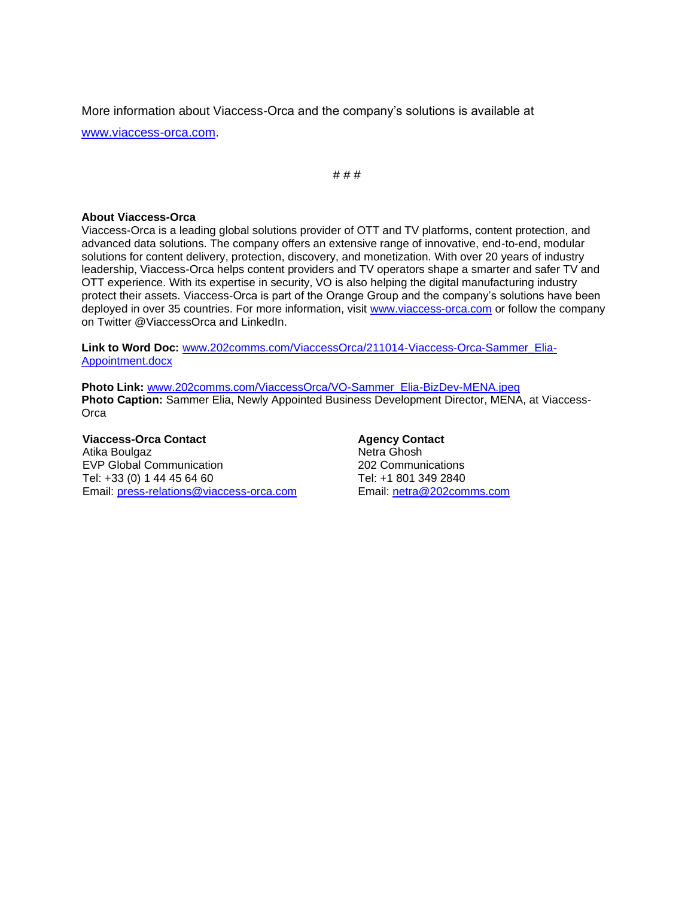More information about Viaccess-Orca and the company's solutions is available at

www.viaccess-orca.com.

# # #

**About Viaccess-Orca**
Viaccess-Orca is a leading global solutions provider of OTT and TV platforms, content protection, and advanced data solutions. The company offers an extensive range of innovative, end-to-end, modular solutions for content delivery, protection, discovery, and monetization. With over 20 years of industry leadership, Viaccess-Orca helps content providers and TV operators shape a smarter and safer TV and OTT experience. With its expertise in security, VO is also helping the digital manufacturing industry protect their assets. Viaccess-Orca is part of the Orange Group and the company's solutions have been deployed in over 35 countries. For more information, visit www.viaccess-orca.com or follow the company on Twitter @ViaccessOrca and LinkedIn.

**Link to Word Doc:** www.202comms.com/ViaccessOrca/211014-Viaccess-Orca-Sammer_Elia-Appointment.docx

**Photo Link:** www.202comms.com/ViaccessOrca/VO-Sammer_Elia-BizDev-MENA.jpeg
**Photo Caption:** Sammer Elia, Newly Appointed Business Development Director, MENA, at Viaccess-Orca

**Viaccess-Orca Contact**
Atika Boulgaz
EVP Global Communication
Tel: +33 (0) 1 44 45 64 60
Email: press-relations@viaccess-orca.com

**Agency Contact**
Netra Ghosh
202 Communications
Tel: +1 801 349 2840
Email: netra@202comms.com